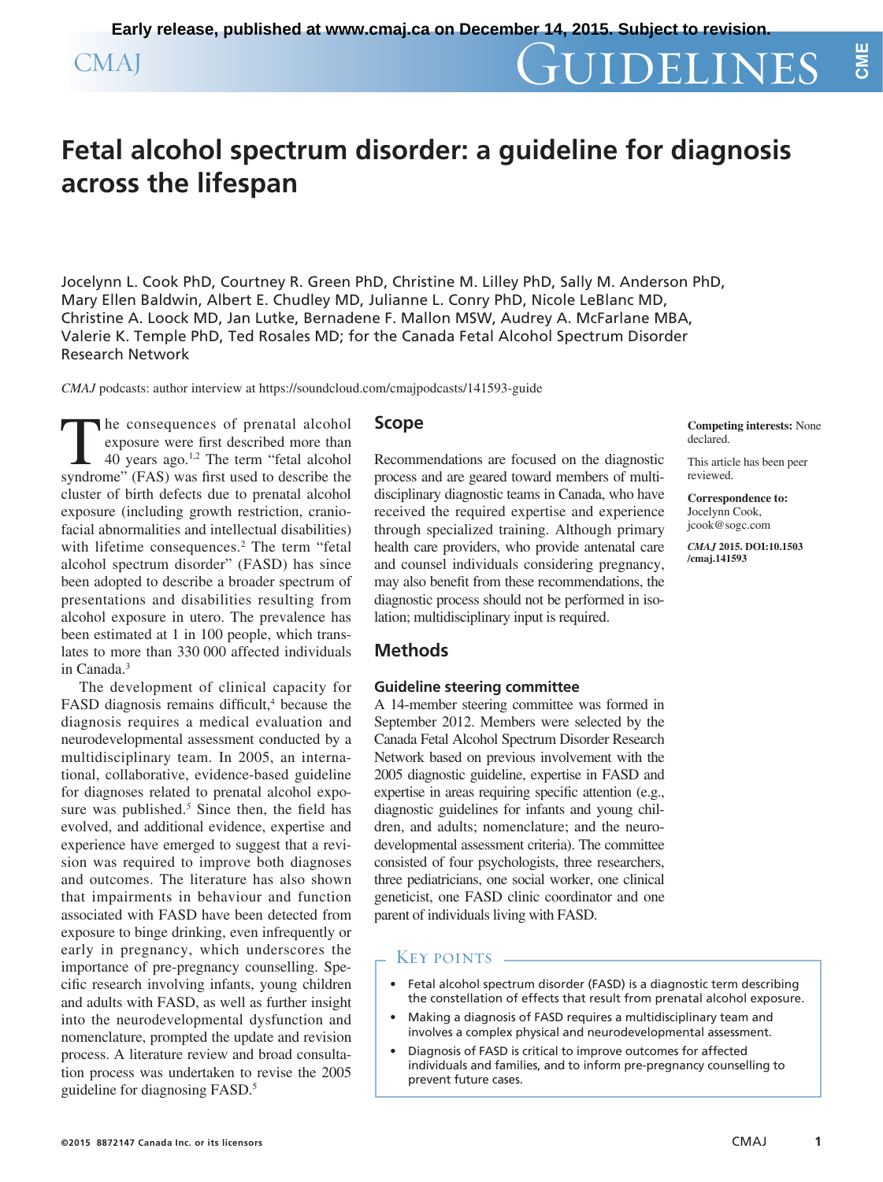# Fetal alcohol spectrum disorder: a guideline for diagnosis across the lifespan

Jocelynn L. Cook PhD, Courtney R. Green PhD, Christine M. Lilley PhD, Sally M. Anderson PhD, Mary Ellen Baldwin, Albert E. Chudley MD, Julianne L. Conry PhD, Nicole LeBlanc MD, Christine A. Loock MD, Jan Lutke, Bernadene F. Mallon MSW, Audrey A. McFarlane MBA, Valerie K. Temple PhD, Ted Rosales MD; for the Canada Fetal Alcohol Spectrum Disorder Research Network

*CMAJ* podcasts: author interview at https://soundcloud.com/cmajpodcasts/141593-guide

**Competing interests:** None declared.

This article has been peer reviewed.

**Correspondence to:** Jocelynn Cook, jcook@sogc.com

***CMAJ* 2015. DOI:10.1503/cmaj.141593**

The consequences of prenatal alcohol exposure were first described more than 40 years ago.[1,2] The term "fetal alcohol syndrome" (FAS) was first used to describe the cluster of birth defects due to prenatal alcohol exposure (including growth restriction, craniofacial abnormalities and intellectual disabilities) with lifetime consequences.[2] The term "fetal alcohol spectrum disorder" (FASD) has since been adopted to describe a broader spectrum of presentations and disabilities resulting from alcohol exposure in utero. The prevalence has been estimated at 1 in 100 people, which translates to more than 330 000 affected individuals in Canada.[3]

The development of clinical capacity for FASD diagnosis remains difficult,[4] because the diagnosis requires a medical evaluation and neurodevelopmental assessment conducted by a multidisciplinary team. In 2005, an international, collaborative, evidence-based guideline for diagnoses related to prenatal alcohol exposure was published.[5] Since then, the field has evolved, and additional evidence, expertise and experience have emerged to suggest that a revision was required to improve both diagnoses and outcomes. The literature has also shown that impairments in behaviour and function associated with FASD have been detected from exposure to binge drinking, even infrequently or early in pregnancy, which underscores the importance of pre-pregnancy counselling. Specific research involving infants, young children and adults with FASD, as well as further insight into the neurodevelopmental dysfunction and nomenclature, prompted the update and revision process. A literature review and broad consultation process was undertaken to revise the 2005 guideline for diagnosing FASD.[5]

## Scope

Recommendations are focused on the diagnostic process and are geared toward members of multidisciplinary diagnostic teams in Canada, who have received the required expertise and experience through specialized training. Although primary health care providers, who provide antenatal care and counsel individuals considering pregnancy, may also benefit from these recommendations, the diagnostic process should not be performed in isolation; multidisciplinary input is required.

## Methods

### Guideline steering committee

A 14-member steering committee was formed in September 2012. Members were selected by the Canada Fetal Alcohol Spectrum Disorder Research Network based on previous involvement with the 2005 diagnostic guideline, expertise in FASD and expertise in areas requiring specific attention (e.g., diagnostic guidelines for infants and young children, and adults; nomenclature; and the neurodevelopmental assessment criteria). The committee consisted of four psychologists, three researchers, three pediatricians, one social worker, one clinical geneticist, one FASD clinic coordinator and one parent of individuals living with FASD.

### Key points

- Fetal alcohol spectrum disorder (FASD) is a diagnostic term describing the constellation of effects that result from prenatal alcohol exposure.
- Making a diagnosis of FASD requires a multidisciplinary team and involves a complex physical and neurodevelopmental assessment.
- Diagnosis of FASD is critical to improve outcomes for affected individuals and families, and to inform pre-pregnancy counselling to prevent future cases.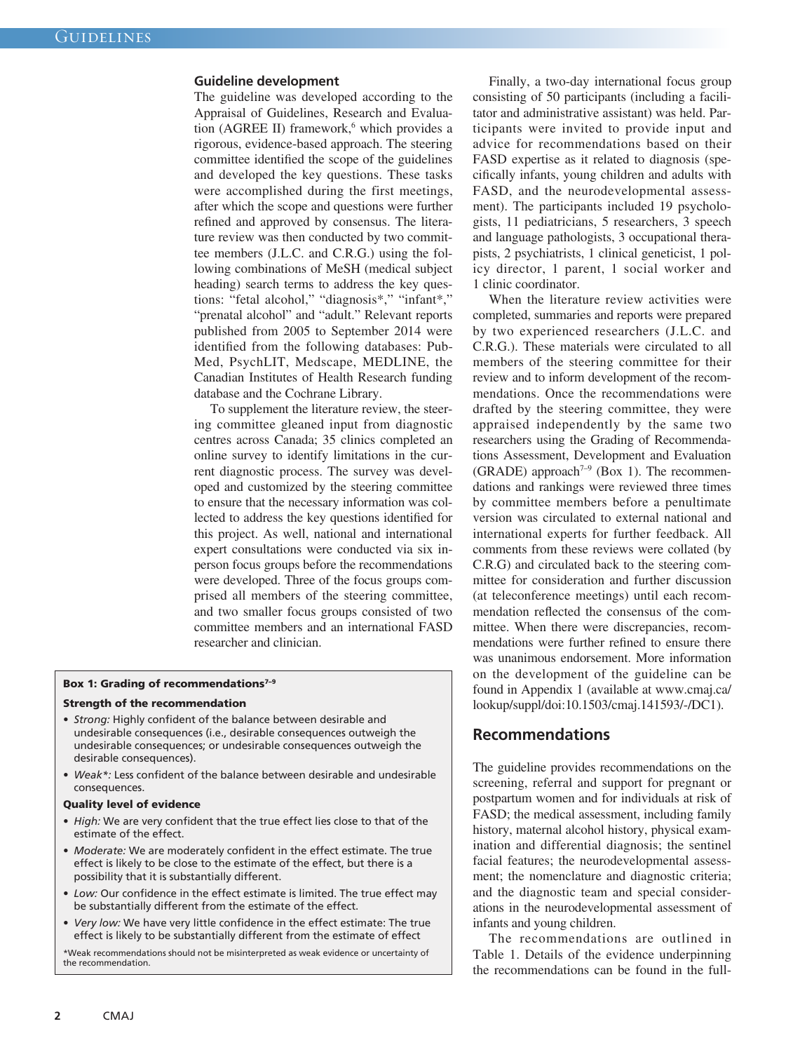## Guideline development

The guideline was developed according to the Appraisal of Guidelines, Research and Evaluation (AGREE II) framework,[6] which provides a rigorous, evidence-based approach. The steering committee identified the scope of the guidelines and developed the key questions. These tasks were accomplished during the first meetings, after which the scope and questions were further refined and approved by consensus. The literature review was then conducted by two committee members (J.L.C. and C.R.G.) using the following combinations of MeSH (medical subject heading) search terms to address the key questions: "fetal alcohol," "diagnosis*," "infant*," "prenatal alcohol" and "adult." Relevant reports published from 2005 to September 2014 were identified from the following databases: PubMed, PsychLIT, Medscape, MEDLINE, the Canadian Institutes of Health Research funding database and the Cochrane Library.

To supplement the literature review, the steering committee gleaned input from diagnostic centres across Canada; 35 clinics completed an online survey to identify limitations in the current diagnostic process. The survey was developed and customized by the steering committee to ensure that the necessary information was collected to address the key questions identified for this project. As well, national and international expert consultations were conducted via six in-person focus groups before the recommendations were developed. Three of the focus groups comprised all members of the steering committee, and two smaller focus groups consisted of two committee members and an international FASD researcher and clinician.

Finally, a two-day international focus group consisting of 50 participants (including a facilitator and administrative assistant) was held. Participants were invited to provide input and advice for recommendations based on their FASD expertise as it related to diagnosis (specifically infants, young children and adults with FASD, and the neurodevelopmental assessment). The participants included 19 psychologists, 11 pediatricians, 5 researchers, 3 speech and language pathologists, 3 occupational therapists, 2 psychiatrists, 1 clinical geneticist, 1 policy director, 1 parent, 1 social worker and 1 clinic coordinator.

When the literature review activities were completed, summaries and reports were prepared by two experienced researchers (J.L.C. and C.R.G.). These materials were circulated to all members of the steering committee for their review and to inform development of the recommendations. Once the recommendations were drafted by the steering committee, they were appraised independently by the same two researchers using the Grading of Recommendations Assessment, Development and Evaluation (GRADE) approach[7–9] (Box 1). The recommendations and rankings were reviewed three times by committee members before a penultimate version was circulated to external national and international experts for further feedback. All comments from these reviews were collated (by C.R.G) and circulated back to the steering committee for consideration and further discussion (at teleconference meetings) until each recommendation reflected the consensus of the committee. When there were discrepancies, recommendations were further refined to ensure there was unanimous endorsement. More information on the development of the guideline can be found in Appendix 1 (available at www.cmaj.ca/lookup/suppl/doi:10.1503/cmaj.141593/-/DC1).

**Box 1: Grading of recommendations[7–9]**

**Strength of the recommendation**

- *Strong:* Highly confident of the balance between desirable and undesirable consequences (i.e., desirable consequences outweigh the undesirable consequences; or undesirable consequences outweigh the desirable consequences).
- *Weak*:* Less confident of the balance between desirable and undesirable consequences.

**Quality level of evidence**

- *High:* We are very confident that the true effect lies close to that of the estimate of the effect.
- *Moderate:* We are moderately confident in the effect estimate. The true effect is likely to be close to the estimate of the effect, but there is a possibility that it is substantially different.
- *Low:* Our confidence in the effect estimate is limited. The true effect may be substantially different from the estimate of the effect.
- *Very low:* We have very little confidence in the effect estimate: The true effect is likely to be substantially different from the estimate of effect

*Weak recommendations should not be misinterpreted as weak evidence or uncertainty of the recommendation.

## Recommendations

The guideline provides recommendations on the screening, referral and support for pregnant or postpartum women and for individuals at risk of FASD; the medical assessment, including family history, maternal alcohol history, physical examination and differential diagnosis; the sentinel facial features; the neurodevelopmental assessment; the nomenclature and diagnostic criteria; and the diagnostic team and special considerations in the neurodevelopmental assessment of infants and young children.

The recommendations are outlined in Table 1. Details of the evidence underpinning the recommendations can be found in the full-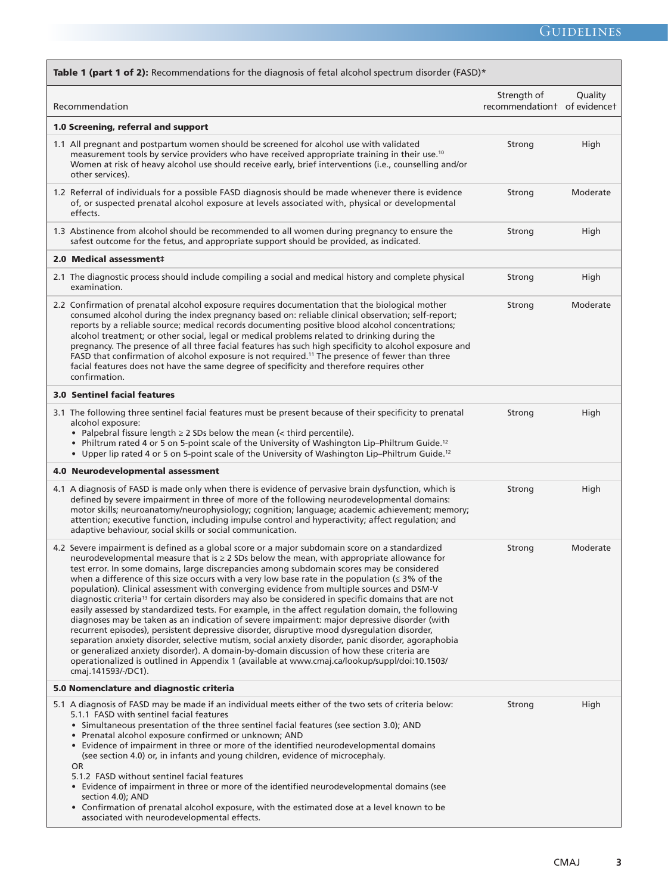| Recommendation | Strength of recommendation† | Quality of evidence† |
|---|---|---|
| **Table 1 (part 1 of 2):** Recommendations for the diagnosis of fetal alcohol spectrum disorder (FASD)* | | |
| **1.0 Screening, referral and support** | | |
| 1.1 All pregnant and postpartum women should be screened for alcohol use with validated measurement tools by service providers who have received appropriate training in their use.[10] Women at risk of heavy alcohol use should receive early, brief interventions (i.e., counselling and/or other services). | Strong | High |
| 1.2 Referral of individuals for a possible FASD diagnosis should be made whenever there is evidence of, or suspected prenatal alcohol exposure at levels associated with, physical or developmental effects. | Strong | Moderate |
| 1.3 Abstinence from alcohol should be recommended to all women during pregnancy to ensure the safest outcome for the fetus, and appropriate support should be provided, as indicated. | Strong | High |
| **2.0 Medical assessment‡** | | |
| 2.1 The diagnostic process should include compiling a social and medical history and complete physical examination. | Strong | High |
| 2.2 Confirmation of prenatal alcohol exposure requires documentation that the biological mother consumed alcohol during the index pregnancy based on: reliable clinical observation; self-report; reports by a reliable source; medical records documenting positive blood alcohol concentrations; alcohol treatment; or other social, legal or medical problems related to drinking during the pregnancy. The presence of all three facial features has such high specificity to alcohol exposure and FASD that confirmation of alcohol exposure is not required.[11] The presence of fewer than three facial features does not have the same degree of specificity and therefore requires other confirmation. | Strong | Moderate |
| **3.0 Sentinel facial features** | | |
| 3.1 The following three sentinel facial features must be present because of their specificity to prenatal alcohol exposure: <br>• Palpebral fissure length ≥ 2 SDs below the mean (< third percentile). <br>• Philtrum rated 4 or 5 on 5-point scale of the University of Washington Lip–Philtrum Guide.[12] <br>• Upper lip rated 4 or 5 on 5-point scale of the University of Washington Lip–Philtrum Guide.[12] | Strong | High |
| **4.0 Neurodevelopmental assessment** | | |
| 4.1 A diagnosis of FASD is made only when there is evidence of pervasive brain dysfunction, which is defined by severe impairment in three of more of the following neurodevelopmental domains: motor skills; neuroanatomy/neurophysiology; cognition; language; academic achievement; memory; attention; executive function, including impulse control and hyperactivity; affect regulation; and adaptive behaviour, social skills or social communication. | Strong | High |
| 4.2 Severe impairment is defined as a global score or a major subdomain score on a standardized neurodevelopmental measure that is ≥ 2 SDs below the mean, with appropriate allowance for test error. In some domains, large discrepancies among subdomain scores may be considered when a difference of this size occurs with a very low base rate in the population (≤ 3% of the population). Clinical assessment with converging evidence from multiple sources and DSM-V diagnostic criteria[13] for certain disorders may also be considered in specific domains that are not easily assessed by standardized tests. For example, in the affect regulation domain, the following diagnoses may be taken as an indication of severe impairment: major depressive disorder (with recurrent episodes), persistent depressive disorder, disruptive mood dysregulation disorder, separation anxiety disorder, selective mutism, social anxiety disorder, panic disorder, agoraphobia or generalized anxiety disorder). A domain-by-domain discussion of how these criteria are operationalized is outlined in Appendix 1 (available at www.cmaj.ca/lookup/suppl/doi:10.1503/cmaj.141593/-/DC1). | Strong | Moderate |
| **5.0 Nomenclature and diagnostic criteria** | | |
| 5.1 A diagnosis of FASD may be made if an individual meets either of the two sets of criteria below: <br>5.1.1 FASD with sentinel facial features <br>• Simultaneous presentation of the three sentinel facial features (see section 3.0); AND <br>• Prenatal alcohol exposure confirmed or unknown; AND <br>• Evidence of impairment in three or more of the identified neurodevelopmental domains (see section 4.0) or, in infants and young children, evidence of microcephaly. <br>OR <br>5.1.2 FASD without sentinel facial features <br>• Evidence of impairment in three or more of the identified neurodevelopmental domains (see section 4.0); AND <br>• Confirmation of prenatal alcohol exposure, with the estimated dose at a level known to be associated with neurodevelopmental effects. | Strong | High |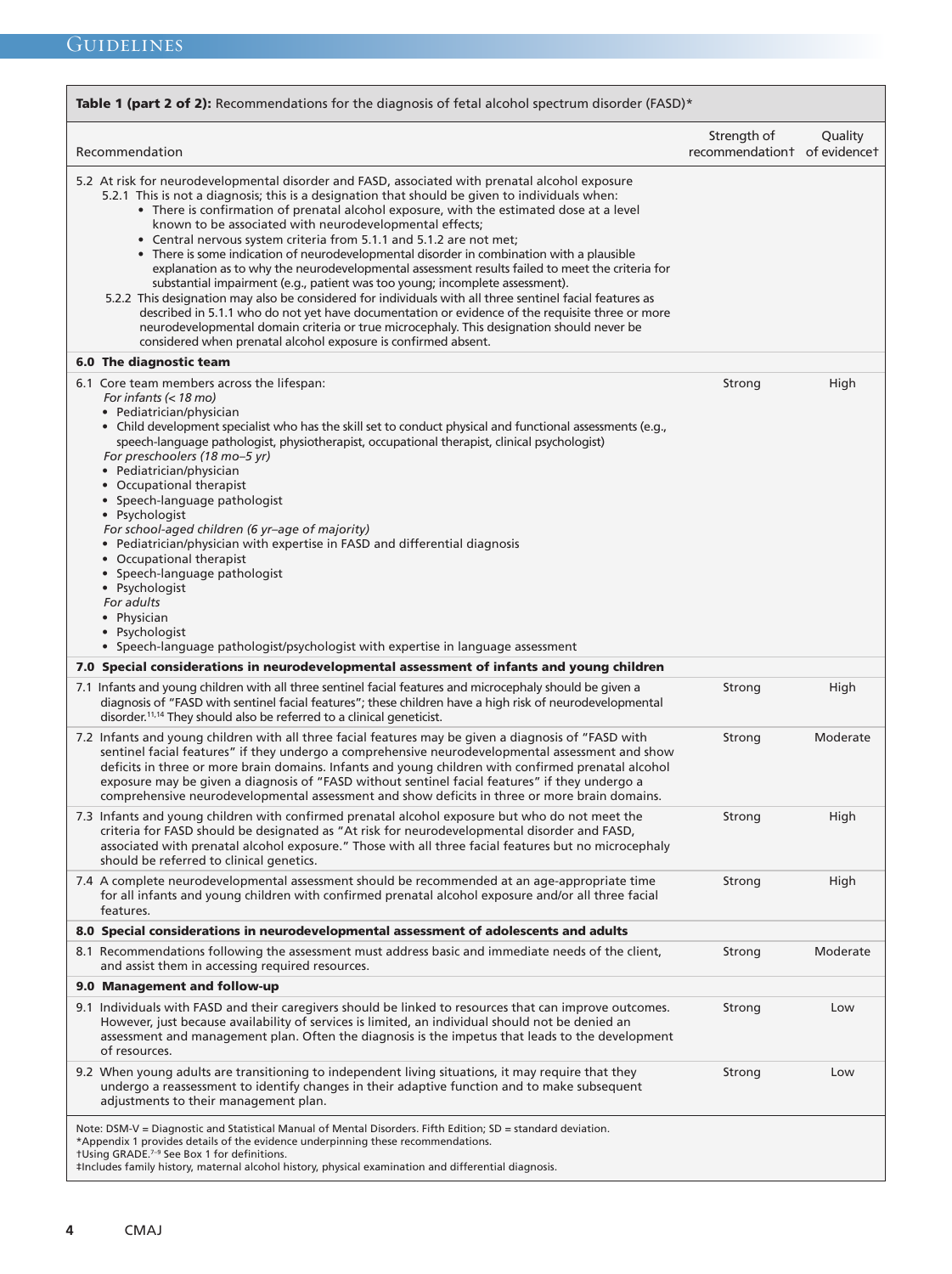**Table 1 (part 2 of 2):** Recommendations for the diagnosis of fetal alcohol spectrum disorder (FASD)*

| Recommendation | Strength of recommendation† | Quality of evidence† |
|---|---|---|
| 5.2 At risk for neurodevelopmental disorder and FASD, associated with prenatal alcohol exposure<br>5.2.1 This is not a diagnosis; this is a designation that should be given to individuals when:<br>• There is confirmation of prenatal alcohol exposure, with the estimated dose at a level known to be associated with neurodevelopmental effects;<br>• Central nervous system criteria from 5.1.1 and 5.1.2 are not met;<br>• There is some indication of neurodevelopmental disorder in combination with a plausible explanation as to why the neurodevelopmental assessment results failed to meet the criteria for substantial impairment (e.g., patient was too young; incomplete assessment).<br>5.2.2 This designation may also be considered for individuals with all three sentinel facial features as described in 5.1.1 who do not yet have documentation or evidence of the requisite three or more neurodevelopmental domain criteria or true microcephaly. This designation should never be considered when prenatal alcohol exposure is confirmed absent. | | |
| **6.0 The diagnostic team** | | |
| 6.1 Core team members across the lifespan:<br>*For infants (< 18 mo)*<br>• Pediatrician/physician<br>• Child development specialist who has the skill set to conduct physical and functional assessments (e.g., speech-language pathologist, physiotherapist, occupational therapist, clinical psychologist)<br>*For preschoolers (18 mo–5 yr)*<br>• Pediatrician/physician<br>• Occupational therapist<br>• Speech-language pathologist<br>• Psychologist<br>*For school-aged children (6 yr–age of majority)*<br>• Pediatrician/physician with expertise in FASD and differential diagnosis<br>• Occupational therapist<br>• Speech-language pathologist<br>• Psychologist<br>*For adults*<br>• Physician<br>• Psychologist<br>• Speech-language pathologist/psychologist with expertise in language assessment | Strong | High |
| **7.0 Special considerations in neurodevelopmental assessment of infants and young children** | | |
| 7.1 Infants and young children with all three sentinel facial features and microcephaly should be given a diagnosis of "FASD with sentinel facial features"; these children have a high risk of neurodevelopmental disorder.[11,14] They should also be referred to a clinical geneticist. | Strong | High |
| 7.2 Infants and young children with all three facial features may be given a diagnosis of "FASD with sentinel facial features" if they undergo a comprehensive neurodevelopmental assessment and show deficits in three or more brain domains. Infants and young children with confirmed prenatal alcohol exposure may be given a diagnosis of "FASD without sentinel facial features" if they undergo a comprehensive neurodevelopmental assessment and show deficits in three or more brain domains. | Strong | Moderate |
| 7.3 Infants and young children with confirmed prenatal alcohol exposure but who do not meet the criteria for FASD should be designated as "At risk for neurodevelopmental disorder and FASD, associated with prenatal alcohol exposure." Those with all three facial features but no microcephaly should be referred to clinical genetics. | Strong | High |
| 7.4 A complete neurodevelopmental assessment should be recommended at an age-appropriate time for all infants and young children with confirmed prenatal alcohol exposure and/or all three facial features. | Strong | High |
| **8.0 Special considerations in neurodevelopmental assessment of adolescents and adults** | | |
| 8.1 Recommendations following the assessment must address basic and immediate needs of the client, and assist them in accessing required resources. | Strong | Moderate |
| **9.0 Management and follow-up** | | |
| 9.1 Individuals with FASD and their caregivers should be linked to resources that can improve outcomes. However, just because availability of services is limited, an individual should not be denied an assessment and management plan. Often the diagnosis is the impetus that leads to the development of resources. | Strong | Low |
| 9.2 When young adults are transitioning to independent living situations, it may require that they undergo a reassessment to identify changes in their adaptive function and to make subsequent adjustments to their management plan. | Strong | Low |

Note: DSM-V = Diagnostic and Statistical Manual of Mental Disorders. Fifth Edition; SD = standard deviation.
*Appendix 1 provides details of the evidence underpinning these recommendations.
†Using GRADE.[7–9] See Box 1 for definitions.
‡Includes family history, maternal alcohol history, physical examination and differential diagnosis.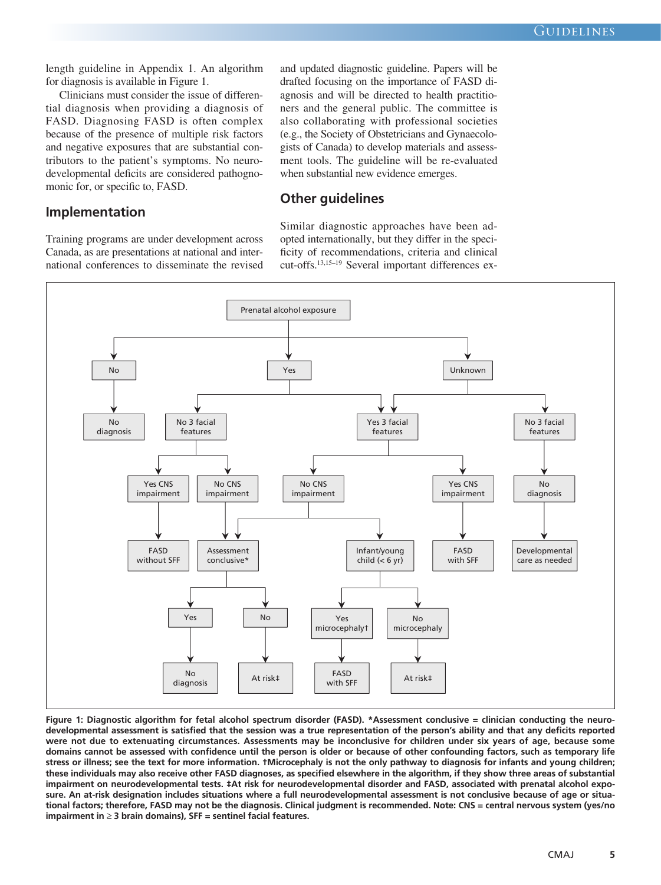length guideline in Appendix 1. An algorithm for diagnosis is available in Figure 1.

Clinicians must consider the issue of differential diagnosis when providing a diagnosis of FASD. Diagnosing FASD is often complex because of the presence of multiple risk factors and negative exposures that are substantial contributors to the patient's symptoms. No neurodevelopmental deficits are considered pathognomonic for, or specific to, FASD.

## Implementation

Training programs are under development across Canada, as are presentations at national and international conferences to disseminate the revised and updated diagnostic guideline. Papers will be drafted focusing on the importance of FASD diagnosis and will be directed to health practitioners and the general public. The committee is also collaborating with professional societies (e.g., the Society of Obstetricians and Gynaecologists of Canada) to develop materials and assessment tools. The guideline will be re-evaluated when substantial new evidence emerges.

## Other guidelines

Similar diagnostic approaches have been adopted internationally, but they differ in the specificity of recommendations, criteria and clinical cut-offs.[13,15–19] Several important differences ex-

**Figure 1: Diagnostic algorithm for fetal alcohol spectrum disorder (FASD). *Assessment conclusive = clinician conducting the neurodevelopmental assessment is satisfied that the session was a true representation of the person's ability and that any deficits reported were not due to extenuating circumstances. Assessments may be inconclusive for children under six years of age, because some domains cannot be assessed with confidence until the person is older or because of other confounding factors, such as temporary life stress or illness; see the text for more information. †Microcephaly is not the only pathway to diagnosis for infants and young children; these individuals may also receive other FASD diagnoses, as specified elsewhere in the algorithm, if they show three areas of substantial impairment on neurodevelopmental tests. ‡At risk for neurodevelopmental disorder and FASD, associated with prenatal alcohol exposure. An at-risk designation includes situations where a full neurodevelopmental assessment is not conclusive because of age or situational factors; therefore, FASD may not be the diagnosis. Clinical judgment is recommended. Note: CNS = central nervous system (yes/no impairment in ≥ 3 brain domains), SFF = sentinel facial features.**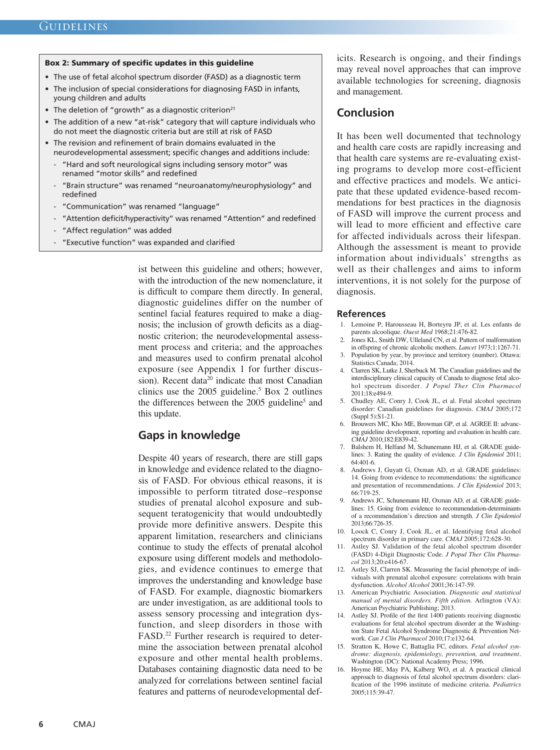**Box 2: Summary of specific updates in this guideline**

- The use of fetal alcohol spectrum disorder (FASD) as a diagnostic term
- The inclusion of special considerations for diagnosing FASD in infants, young children and adults
- The deletion of "growth" as a diagnostic criterion[21]
- The addition of a new "at-risk" category that will capture individuals who do not meet the diagnostic criteria but are still at risk of FASD
- The revision and refinement of brain domains evaluated in the neurodevelopmental assessment; specific changes and additions include:
  - "Hard and soft neurological signs including sensory motor" was renamed "motor skills" and redefined
  - "Brain structure" was renamed "neuroanatomy/neurophysiology" and redefined
  - "Communication" was renamed "language"
  - "Attention deficit/hyperactivity" was renamed "Attention" and redefined
  - "Affect regulation" was added
  - "Executive function" was expanded and clarified

ist between this guideline and others; however, with the introduction of the new nomenclature, it is difficult to compare them directly. In general, diagnostic guidelines differ on the number of sentinel facial features required to make a diagnosis; the inclusion of growth deficits as a diagnostic criterion; the neurodevelopmental assessment process and criteria; and the approaches and measures used to confirm prenatal alcohol exposure (see Appendix 1 for further discussion). Recent data[20] indicate that most Canadian clinics use the 2005 guideline.[5] Box 2 outlines the differences between the 2005 guideline[5] and this update.

## Gaps in knowledge

Despite 40 years of research, there are still gaps in knowledge and evidence related to the diagnosis of FASD. For obvious ethical reasons, it is impossible to perform titrated dose–response studies of prenatal alcohol exposure and subsequent teratogenicity that would undoubtedly provide more definitive answers. Despite this apparent limitation, researchers and clinicians continue to study the effects of prenatal alcohol exposure using different models and methodologies, and evidence continues to emerge that improves the understanding and knowledge base of FASD. For example, diagnostic biomarkers are under investigation, as are additional tools to assess sensory processing and integration dysfunction, and sleep disorders in those with FASD.[22] Further research is required to determine the association between prenatal alcohol exposure and other mental health problems. Databases containing diagnostic data need to be analyzed for correlations between sentinel facial features and patterns of neurodevelopmental deficits. Research is ongoing, and their findings may reveal novel approaches that can improve available technologies for screening, diagnosis and management.

## Conclusion

It has been well documented that technology and health care costs are rapidly increasing and that health care systems are re-evaluating existing programs to develop more cost-efficient and effective practices and models. We anticipate that these updated evidence-based recommendations for best practices in the diagnosis of FASD will improve the current process and will lead to more efficient and effective care for affected individuals across their lifespan. Although the assessment is meant to provide information about individuals' strengths as well as their challenges and aims to inform interventions, it is not solely for the purpose of diagnosis.

## References

1. Lemoine P, Harousseau H, Borteyru JP, et al. Les enfants de parents alcoolique. *Ouest Med* 1968;21:476-82.
2. Jones KL, Smith DW, Ulleland CN, et al. Pattern of malformation in offspring of chronic alcoholic mothers. *Lancet* 1973;1:1267-71.
3. Population by year, by province and territory (number). Ottawa: Statistics Canada; 2014.
4. Clarren SK, Lutke J, Sherbuck M. The Canadian guidelines and the interdisciplinary clinical capacity of Canada to diagnose fetal alcohol spectrum disorder. *J Popul Ther Clin Pharmacol* 2011;18:e494-9.
5. Chudley AE, Conry J, Cook JL, et al. Fetal alcohol spectrum disorder: Canadian guidelines for diagnosis. *CMAJ* 2005;172 (Suppl 5):S1-21.
6. Brouwers MC, Kho ME, Browman GP, et al. AGREE II: advancing guideline development, reporting and evaluation in health care. *CMAJ* 2010;182:E839-42.
7. Balshem H, Helfand M, Schunemann HJ, et al. GRADE guidelines: 3. Rating the quality of evidence. *J Clin Epidemiol* 2011; 64:401-6.
8. Andrews J, Guyatt G, Oxman AD, et al. GRADE guidelines: 14. Going from evidence to recommendations: the significance and presentation of recommendations. *J Clin Epidemiol* 2013; 66:719-25.
9. Andrews JC, Schunemann HJ, Oxman AD, et al. GRADE guidelines: 15. Going from evidence to recommendation-determinants of a recommendation's direction and strength. *J Clin Epidemiol* 2013;66:726-35.
10. Loock C, Conry J, Cook JL, et al. Identifying fetal alcohol spectrum disorder in primary care. *CMAJ* 2005;172:628-30.
11. Astley SJ. Validation of the fetal alcohol spectrum disorder (FASD) 4-Digit Diagnostic Code. *J Popul Ther Clin Pharmacol* 2013;20:e416-67.
12. Astley SJ, Clarren SK. Measuring the facial phenotype of individuals with prenatal alcohol exposure: correlations with brain dysfunction. *Alcohol Alcohol* 2001;36:147-59.
13. American Psychiatric Association. *Diagnostic and statistical manual of mental disorders. Fifth edition.* Arlington (VA): American Psychiatric Publishing; 2013.
14. Astley SJ. Profile of the first 1400 patients receiving diagnostic evaluations for fetal alcohol spectrum disorder at the Washington State Fetal Alcohol Syndrome Diagnostic & Prevention Network. *Can J Clin Pharmacol* 2010;17:e132-64.
15. Stratton K, Howe C, Battaglia FC, editors. *Fetal alcohol syndrome: diagnosis, epidemiology, prevention, and treatment*. Washington (DC): National Academy Press; 1996.
16. Hoyme HE, May PA, Kalberg WO, et al. A practical clinical approach to diagnosis of fetal alcohol spectrum disorders: clarification of the 1996 institute of medicine criteria. *Pediatrics* 2005;115:39-47.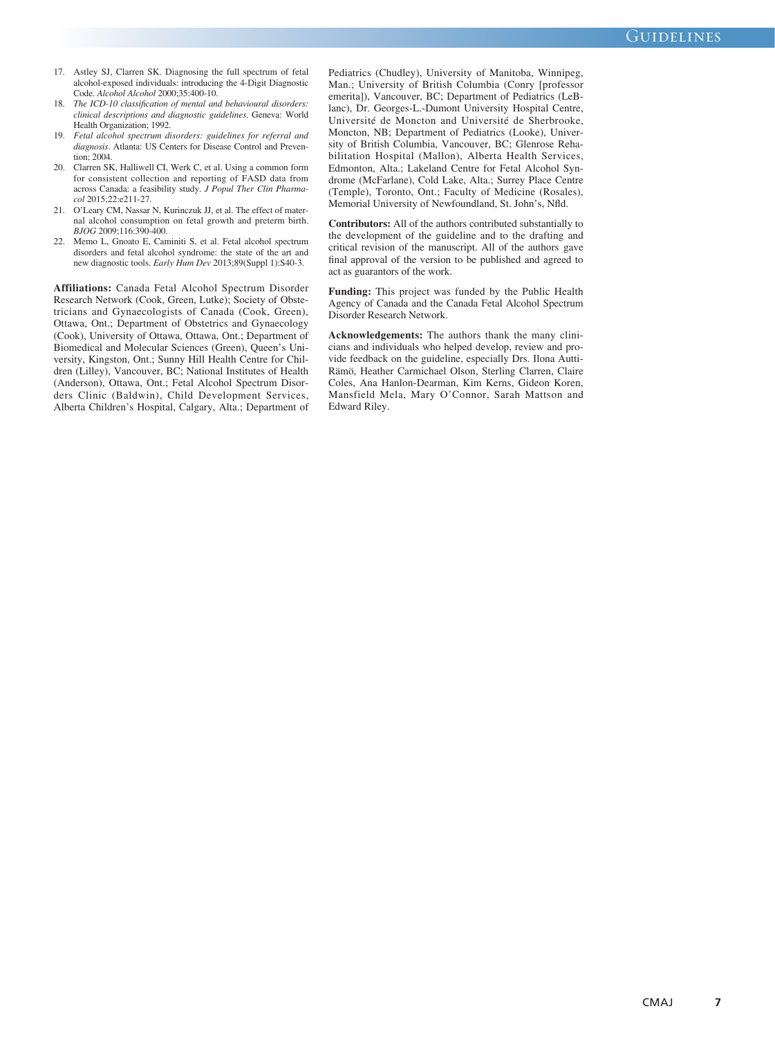17. Astley SJ, Clarren SK. Diagnosing the full spectrum of fetal alcohol-exposed individuals: introducing the 4-Digit Diagnostic Code. *Alcohol Alcohol* 2000;35:400-10.
18. *The ICD-10 classification of mental and behavioural disorders: clinical descriptions and diagnostic guidelines*. Geneva: World Health Organization; 1992.
19. *Fetal alcohol spectrum disorders: guidelines for referral and diagnosis*. Atlanta: US Centers for Disease Control and Prevention; 2004.
20. Clarren SK, Halliwell CI, Werk C, et al. Using a common form for consistent collection and reporting of FASD data from across Canada: a feasibility study. *J Popul Ther Clin Pharmacol* 2015;22:e211-27.
21. O'Leary CM, Nassar N, Kurinczuk JJ, et al. The effect of maternal alcohol consumption on fetal growth and preterm birth. *BJOG* 2009;116:390-400.
22. Memo L, Gnoato E, Caminiti S, et al. Fetal alcohol spectrum disorders and fetal alcohol syndrome: the state of the art and new diagnostic tools. *Early Hum Dev* 2013;89(Suppl 1):S40-3.

**Affiliations:** Canada Fetal Alcohol Spectrum Disorder Research Network (Cook, Green, Lutke); Society of Obstetricians and Gynaecologists of Canada (Cook, Green), Ottawa, Ont.; Department of Obstetrics and Gynaecology (Cook), University of Ottawa, Ottawa, Ont.; Department of Biomedical and Molecular Sciences (Green), Queen's University, Kingston, Ont.; Sunny Hill Health Centre for Children (Lilley), Vancouver, BC; National Institutes of Health (Anderson), Ottawa, Ont.; Fetal Alcohol Spectrum Disorders Clinic (Baldwin), Child Development Services, Alberta Children's Hospital, Calgary, Alta.; Department of Pediatrics (Chudley), University of Manitoba, Winnipeg, Man.; University of British Columbia (Conry [professor emerita]), Vancouver, BC; Department of Pediatrics (LeBlanc), Dr. Georges-L.-Dumont University Hospital Centre, Université de Moncton and Université de Sherbrooke, Moncton, NB; Department of Pediatrics (Looke), University of British Columbia, Vancouver, BC; Glenrose Rehabilitation Hospital (Mallon), Alberta Health Services, Edmonton, Alta.; Lakeland Centre for Fetal Alcohol Syndrome (McFarlane), Cold Lake, Alta.; Surrey Place Centre (Temple), Toronto, Ont.; Faculty of Medicine (Rosales), Memorial University of Newfoundland, St. John's, Nfld.

**Contributors:** All of the authors contributed substantially to the development of the guideline and to the drafting and critical revision of the manuscript. All of the authors gave final approval of the version to be published and agreed to act as guarantors of the work.

**Funding:** This project was funded by the Public Health Agency of Canada and the Canada Fetal Alcohol Spectrum Disorder Research Network.

**Acknowledgements:** The authors thank the many clinicians and individuals who helped develop, review and provide feedback on the guideline, especially Drs. Ilona Autti-Rämö, Heather Carmichael Olson, Sterling Clarren, Claire Coles, Ana Hanlon-Dearman, Kim Kerns, Gideon Koren, Mansfield Mela, Mary O'Connor, Sarah Mattson and Edward Riley.